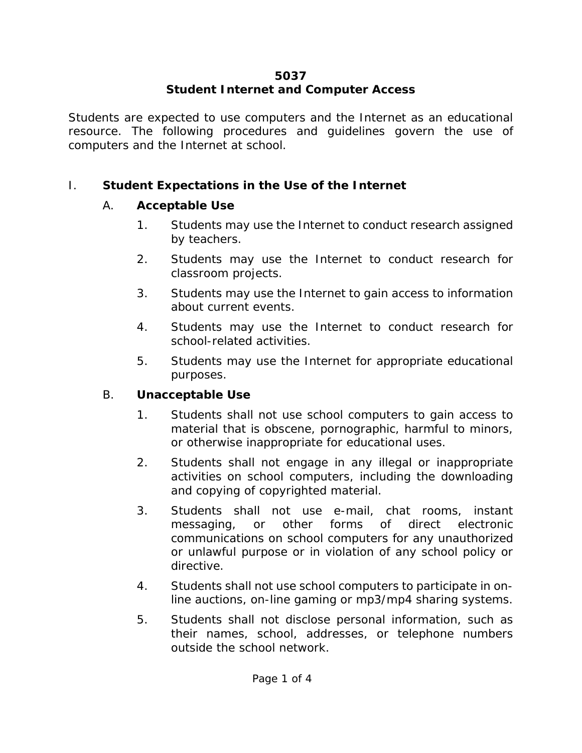# 5037
# Student Internet and Computer Access

Students are expected to use computers and the Internet as an educational resource. The following procedures and guidelines govern the use of computers and the Internet at school.

## I. Student Expectations in the Use of the Internet

### A. Acceptable Use

1. Students may use the Internet to conduct research assigned by teachers.
2. Students may use the Internet to conduct research for classroom projects.
3. Students may use the Internet to gain access to information about current events.
4. Students may use the Internet to conduct research for school-related activities.
5. Students may use the Internet for appropriate educational purposes.

### B. Unacceptable Use

1. Students shall not use school computers to gain access to material that is obscene, pornographic, harmful to minors, or otherwise inappropriate for educational uses.
2. Students shall not engage in any illegal or inappropriate activities on school computers, including the downloading and copying of copyrighted material.
3. Students shall not use e-mail, chat rooms, instant messaging, or other forms of direct electronic communications on school computers for any unauthorized or unlawful purpose or in violation of any school policy or directive.
4. Students shall not use school computers to participate in on-line auctions, on-line gaming or mp3/mp4 sharing systems.
5. Students shall not disclose personal information, such as their names, school, addresses, or telephone numbers outside the school network.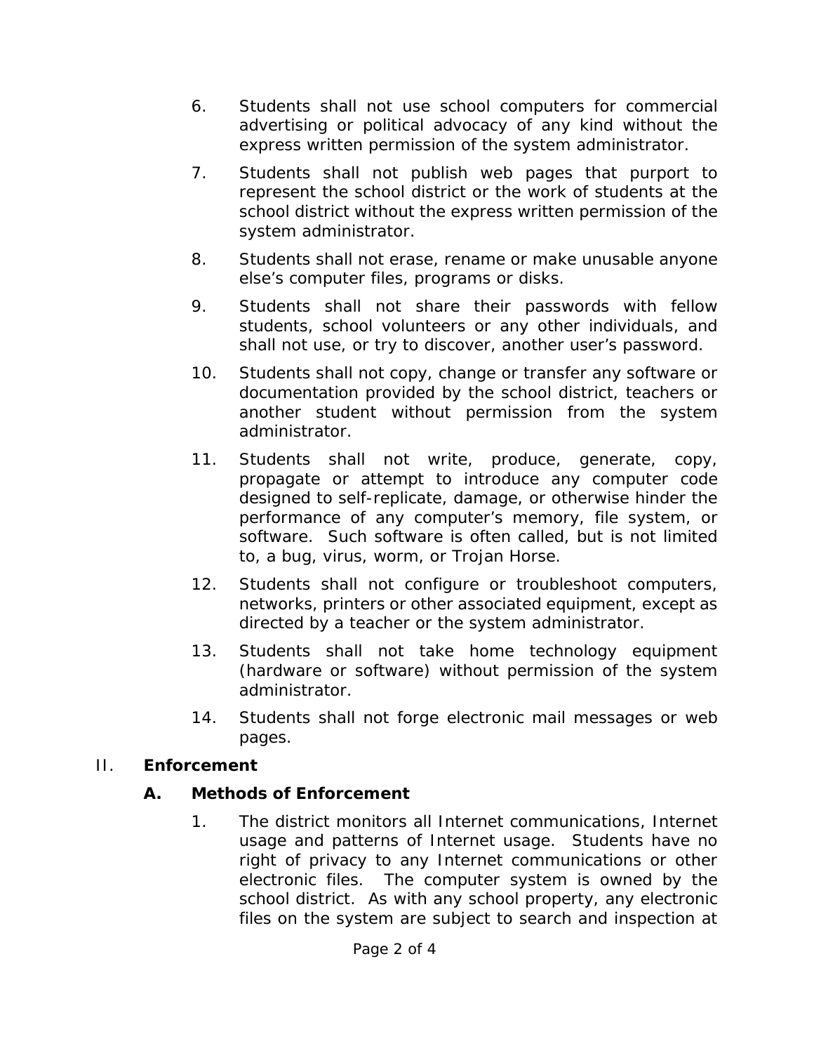6. Students shall not use school computers for commercial advertising or political advocacy of any kind without the express written permission of the system administrator.

7. Students shall not publish web pages that purport to represent the school district or the work of students at the school district without the express written permission of the system administrator.

8. Students shall not erase, rename or make unusable anyone else's computer files, programs or disks.

9. Students shall not share their passwords with fellow students, school volunteers or any other individuals, and shall not use, or try to discover, another user's password.

10. Students shall not copy, change or transfer any software or documentation provided by the school district, teachers or another student without permission from the system administrator.

11. Students shall not write, produce, generate, copy, propagate or attempt to introduce any computer code designed to self-replicate, damage, or otherwise hinder the performance of any computer's memory, file system, or software. Such software is often called, but is not limited to, a bug, virus, worm, or Trojan Horse.

12. Students shall not configure or troubleshoot computers, networks, printers or other associated equipment, except as directed by a teacher or the system administrator.

13. Students shall not take home technology equipment (hardware or software) without permission of the system administrator.

14. Students shall not forge electronic mail messages or web pages.

## II. Enforcement

### A. Methods of Enforcement

1. The district monitors all Internet communications, Internet usage and patterns of Internet usage. Students have no right of privacy to any Internet communications or other electronic files. The computer system is owned by the school district. As with any school property, any electronic files on the system are subject to search and inspection at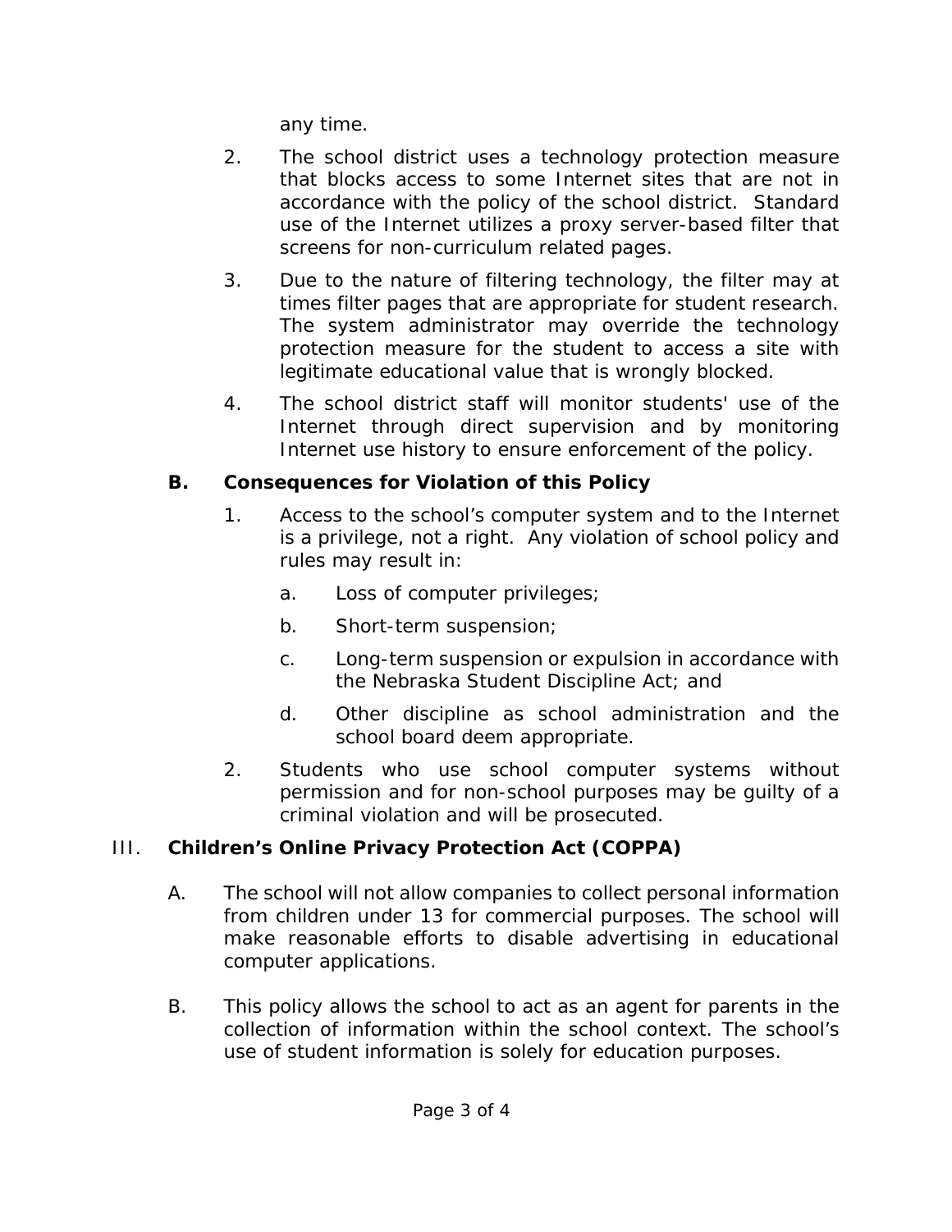any time.

2. The school district uses a technology protection measure that blocks access to some Internet sites that are not in accordance with the policy of the school district. Standard use of the Internet utilizes a proxy server-based filter that screens for non-curriculum related pages.

3. Due to the nature of filtering technology, the filter may at times filter pages that are appropriate for student research. The system administrator may override the technology protection measure for the student to access a site with legitimate educational value that is wrongly blocked.

4. The school district staff will monitor students' use of the Internet through direct supervision and by monitoring Internet use history to ensure enforcement of the policy.

**B. Consequences for Violation of this Policy**

1. Access to the school's computer system and to the Internet is a privilege, not a right. Any violation of school policy and rules may result in:

   a. Loss of computer privileges;

   b. Short-term suspension;

   c. Long-term suspension or expulsion in accordance with the Nebraska Student Discipline Act; and

   d. Other discipline as school administration and the school board deem appropriate.

2. Students who use school computer systems without permission and for non-school purposes may be guilty of a criminal violation and will be prosecuted.

## III. Children's Online Privacy Protection Act (COPPA)

A. The school will not allow companies to collect personal information from children under 13 for commercial purposes. The school will make reasonable efforts to disable advertising in educational computer applications.

B. This policy allows the school to act as an agent for parents in the collection of information within the school context. The school's use of student information is solely for education purposes.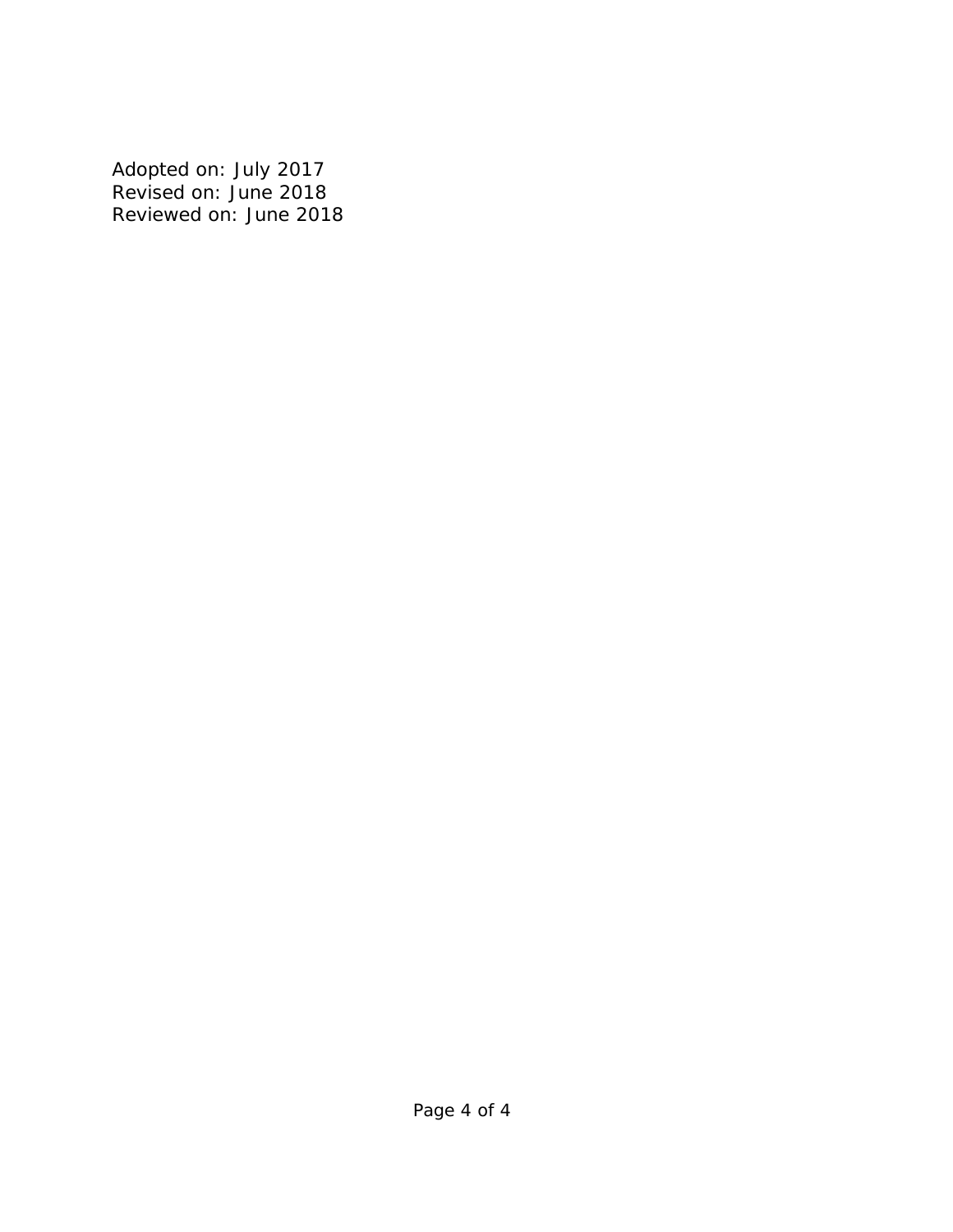Adopted on: July 2017
Revised on: June 2018
Reviewed on: June 2018